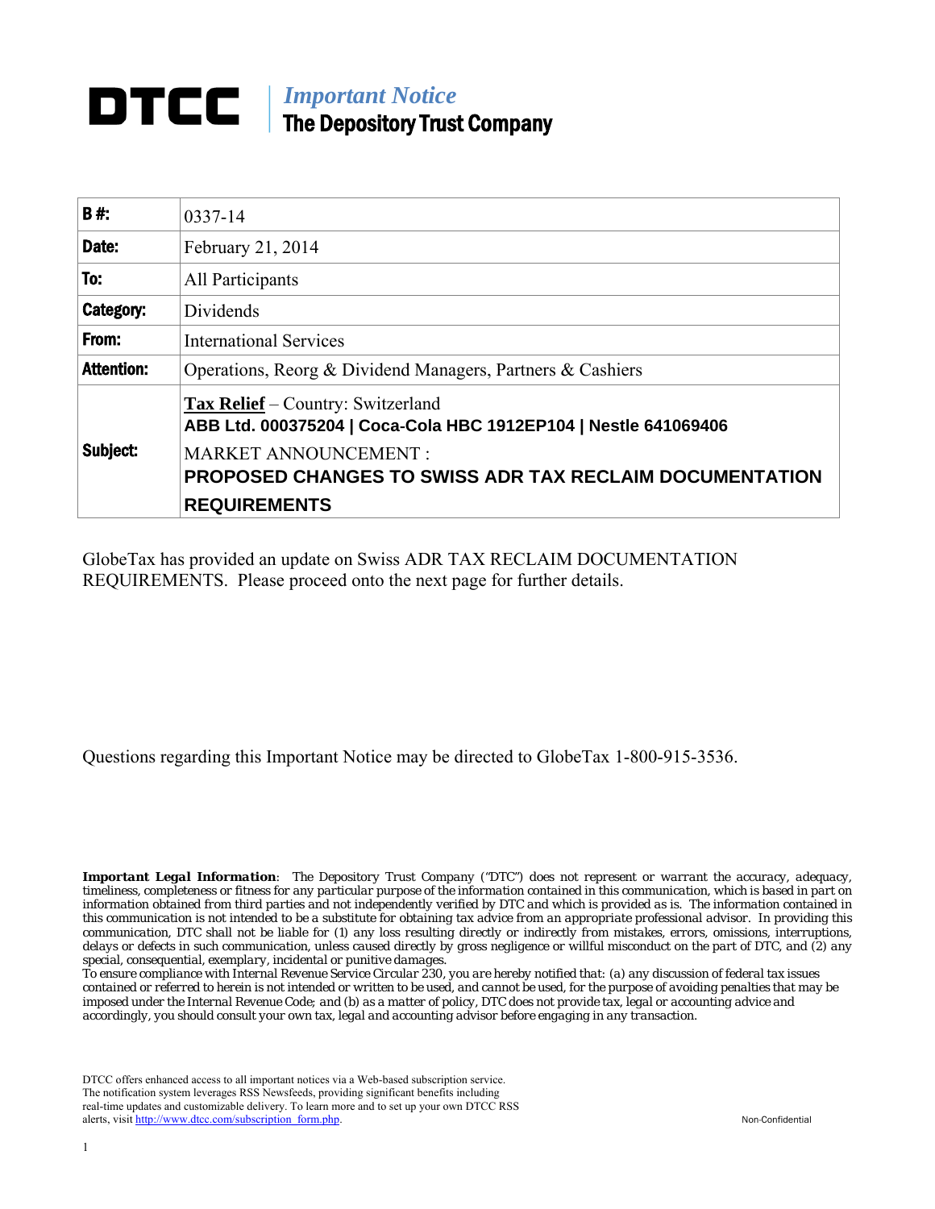# DTCC

## *Important Notice*
## The Depository Trust Company

| **B #:** | 0337-14 |
|---|---|
| **Date:** | February 21, 2014 |
| **To:** | All Participants |
| **Category:** | Dividends |
| **From:** | International Services |
| **Attention:** | Operations, Reorg & Dividend Managers, Partners & Cashiers |
| **Subject:** | **Tax Relief** – Country: Switzerland<br>**ABB Ltd. 000375204 \| Coca-Cola HBC 1912EP104 \| Nestle 641069406**<br>MARKET ANNOUNCEMENT :<br>**PROPOSED CHANGES TO SWISS ADR TAX RECLAIM DOCUMENTATION REQUIREMENTS** |

GlobeTax has provided an update on Swiss ADR TAX RECLAIM DOCUMENTATION REQUIREMENTS. Please proceed onto the next page for further details.

Questions regarding this Important Notice may be directed to GlobeTax 1-800-915-3536.

***Important Legal Information****: The Depository Trust Company ("DTC") does not represent or warrant the accuracy, adequacy, timeliness, completeness or fitness for any particular purpose of the information contained in this communication, which is based in part on information obtained from third parties and not independently verified by DTC and which is provided as is. The information contained in this communication is not intended to be a substitute for obtaining tax advice from an appropriate professional advisor. In providing this communication, DTC shall not be liable for (1) any loss resulting directly or indirectly from mistakes, errors, omissions, interruptions, delays or defects in such communication, unless caused directly by gross negligence or willful misconduct on the part of DTC, and (2) any special, consequential, exemplary, incidental or punitive damages.*

*To ensure compliance with Internal Revenue Service Circular 230, you are hereby notified that: (a) any discussion of federal tax issues contained or referred to herein is not intended or written to be used, and cannot be used, for the purpose of avoiding penalties that may be imposed under the Internal Revenue Code; and (b) as a matter of policy, DTC does not provide tax, legal or accounting advice and accordingly, you should consult your own tax, legal and accounting advisor before engaging in any transaction.*

DTCC offers enhanced access to all important notices via a Web-based subscription service. The notification system leverages RSS Newsfeeds, providing significant benefits including real-time updates and customizable delivery. To learn more and to set up your own DTCC RSS alerts, visit http://www.dtcc.com/subscription_form.php.

Non-Confidential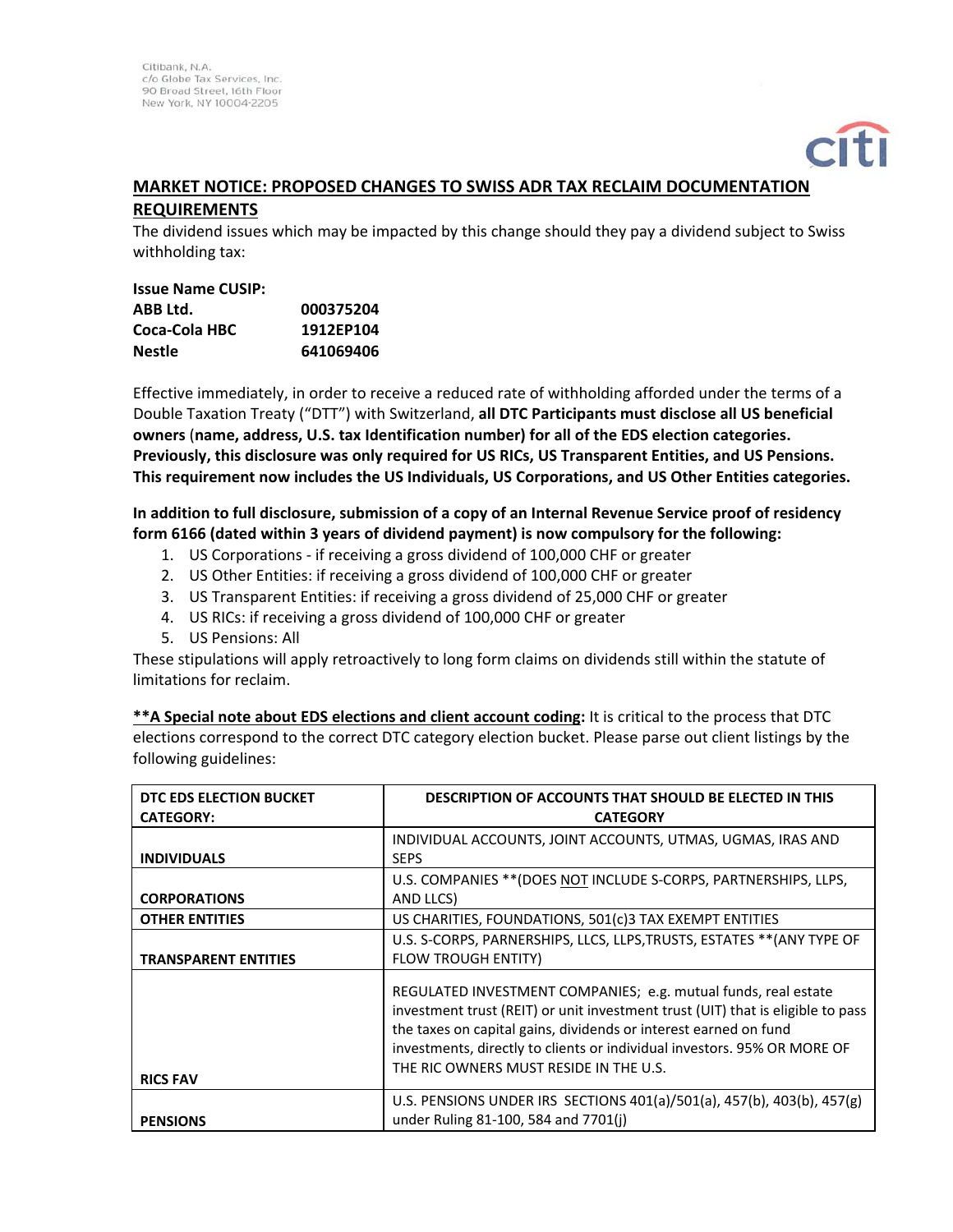Citibank, N.A.
c/o Globe Tax Services, Inc.
90 Broad Street, 16th Floor
New York, NY 10004-2205

## MARKET NOTICE: PROPOSED CHANGES TO SWISS ADR TAX RECLAIM DOCUMENTATION REQUIREMENTS

The dividend issues which may be impacted by this change should they pay a dividend subject to Swiss withholding tax:

| Issue Name | CUSIP: |
|---|---|
| **ABB Ltd.** | **000375204** |
| **Coca-Cola HBC** | **1912EP104** |
| **Nestle** | **641069406** |

Effective immediately, in order to receive a reduced rate of withholding afforded under the terms of a Double Taxation Treaty ("DTT") with Switzerland, **all DTC Participants must disclose all US beneficial owners (name, address, U.S. tax Identification number) for all of the EDS election categories. Previously, this disclosure was only required for US RICs, US Transparent Entities, and US Pensions. This requirement now includes the US Individuals, US Corporations, and US Other Entities categories.**

**In addition to full disclosure, submission of a copy of an Internal Revenue Service proof of residency form 6166 (dated within 3 years of dividend payment) is now compulsory for the following:**

1. US Corporations - if receiving a gross dividend of 100,000 CHF or greater
2. US Other Entities: if receiving a gross dividend of 100,000 CHF or greater
3. US Transparent Entities: if receiving a gross dividend of 25,000 CHF or greater
4. US RICs: if receiving a gross dividend of 100,000 CHF or greater
5. US Pensions: All

These stipulations will apply retroactively to long form claims on dividends still within the statute of limitations for reclaim.

**<u>**A Special note about EDS elections and client account coding</u>:** It is critical to the process that DTC elections correspond to the correct DTC category election bucket. Please parse out client listings by the following guidelines:

| DTC EDS ELECTION BUCKET CATEGORY: | DESCRIPTION OF ACCOUNTS THAT SHOULD BE ELECTED IN THIS CATEGORY |
|---|---|
| INDIVIDUALS | INDIVIDUAL ACCOUNTS, JOINT ACCOUNTS, UTMAS, UGMAS, IRAS AND SEPS |
| CORPORATIONS | U.S. COMPANIES **(DOES <u>NOT</u> INCLUDE S-CORPS, PARTNERSHIPS, LLPS, AND LLCS) |
| OTHER ENTITIES | US CHARITIES, FOUNDATIONS, 501(c)3 TAX EXEMPT ENTITIES |
| TRANSPARENT ENTITIES | U.S. S-CORPS, PARNERSHIPS, LLCS, LLPS,TRUSTS, ESTATES **(ANY TYPE OF FLOW TROUGH ENTITY) |
| RICS FAV | REGULATED INVESTMENT COMPANIES; e.g. mutual funds, real estate investment trust (REIT) or unit investment trust (UIT) that is eligible to pass the taxes on capital gains, dividends or interest earned on fund investments, directly to clients or individual investors. 95% OR MORE OF THE RIC OWNERS MUST RESIDE IN THE U.S. |
| PENSIONS | U.S. PENSIONS UNDER IRS SECTIONS 401(a)/501(a), 457(b), 403(b), 457(g) under Ruling 81-100, 584 and 7701(j) |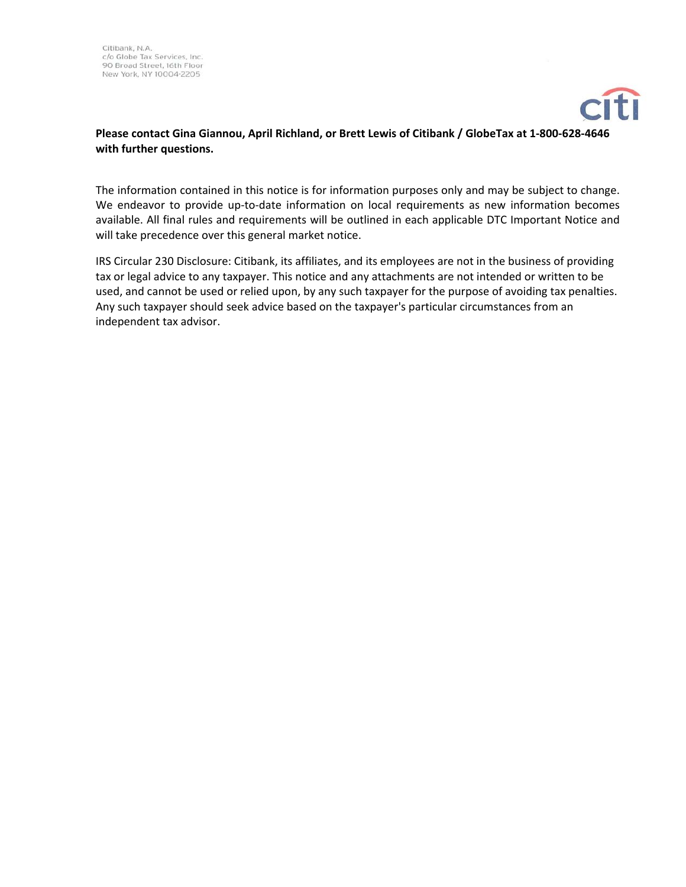Citibank, N.A.
c/o Globe Tax Services, Inc.
90 Broad Street, 16th Floor
New York, NY 10004-2205

**Please contact Gina Giannou, April Richland, or Brett Lewis of Citibank / GlobeTax at 1-800-628-4646 with further questions.**

The information contained in this notice is for information purposes only and may be subject to change. We endeavor to provide up-to-date information on local requirements as new information becomes available. All final rules and requirements will be outlined in each applicable DTC Important Notice and will take precedence over this general market notice.

IRS Circular 230 Disclosure: Citibank, its affiliates, and its employees are not in the business of providing tax or legal advice to any taxpayer. This notice and any attachments are not intended or written to be used, and cannot be used or relied upon, by any such taxpayer for the purpose of avoiding tax penalties. Any such taxpayer should seek advice based on the taxpayer's particular circumstances from an independent tax advisor.